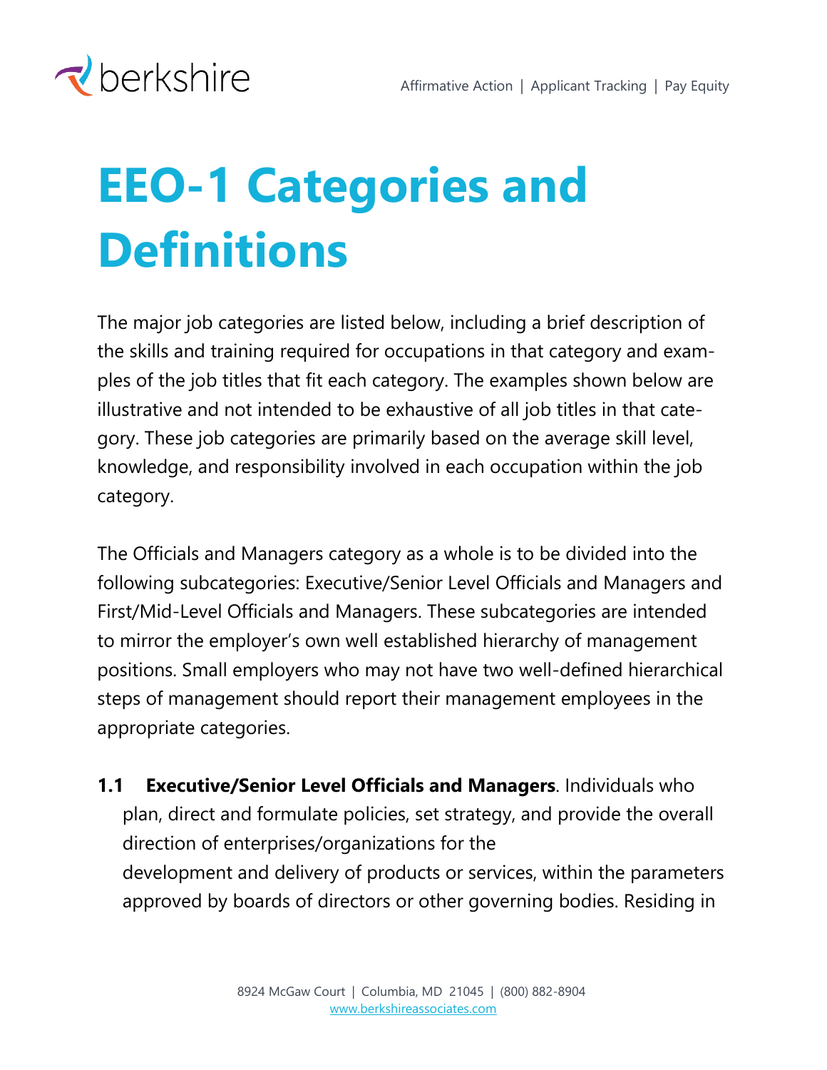# EEO-1 Categories and Definitions

The major job categories are listed below, including a brief description of the skills and training required for occupations in that category and examples of the job titles that fit each category. The examples shown below are illustrative and not intended to be exhaustive of all job titles in that category. These job categories are primarily based on the average skill level, knowledge, and responsibility involved in each occupation within the job category.

The Officials and Managers category as a whole is to be divided into the following subcategories: Executive/Senior Level Officials and Managers and First/Mid-Level Officials and Managers. These subcategories are intended to mirror the employer's own well established hierarchy of management positions. Small employers who may not have two well-defined hierarchical steps of management should report their management employees in the appropriate categories.

**1.1 Executive/Senior Level Officials and Managers**. Individuals who plan, direct and formulate policies, set strategy, and provide the overall direction of enterprises/organizations for the development and delivery of products or services, within the parameters approved by boards of directors or other governing bodies. Residing in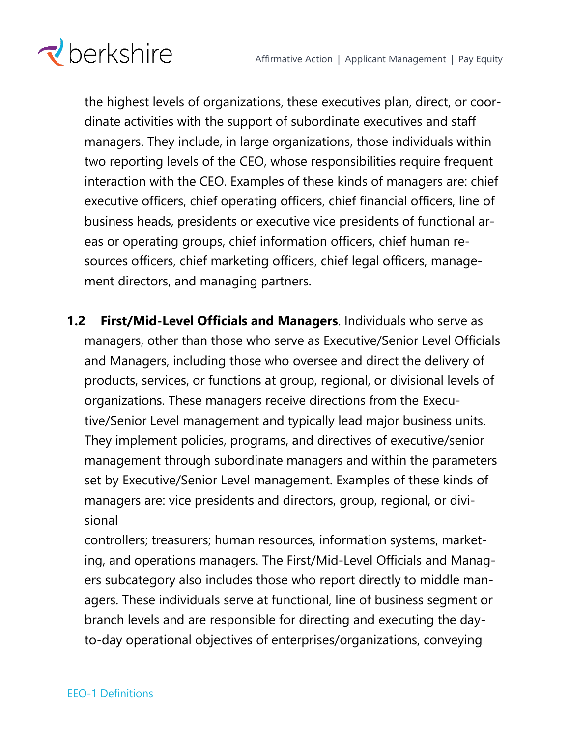the highest levels of organizations, these executives plan, direct, or coordinate activities with the support of subordinate executives and staff managers. They include, in large organizations, those individuals within two reporting levels of the CEO, whose responsibilities require frequent interaction with the CEO. Examples of these kinds of managers are: chief executive officers, chief operating officers, chief financial officers, line of business heads, presidents or executive vice presidents of functional areas or operating groups, chief information officers, chief human resources officers, chief marketing officers, chief legal officers, management directors, and managing partners.

**1.2 First/Mid-Level Officials and Managers**. Individuals who serve as managers, other than those who serve as Executive/Senior Level Officials and Managers, including those who oversee and direct the delivery of products, services, or functions at group, regional, or divisional levels of organizations. These managers receive directions from the Executive/Senior Level management and typically lead major business units. They implement policies, programs, and directives of executive/senior management through subordinate managers and within the parameters set by Executive/Senior Level management. Examples of these kinds of managers are: vice presidents and directors, group, regional, or divisional controllers; treasurers; human resources, information systems, marketing, and operations managers. The First/Mid-Level Officials and Managers subcategory also includes those who report directly to middle managers. These individuals serve at functional, line of business segment or branch levels and are responsible for directing and executing the day-to-day operational objectives of enterprises/organizations, conveying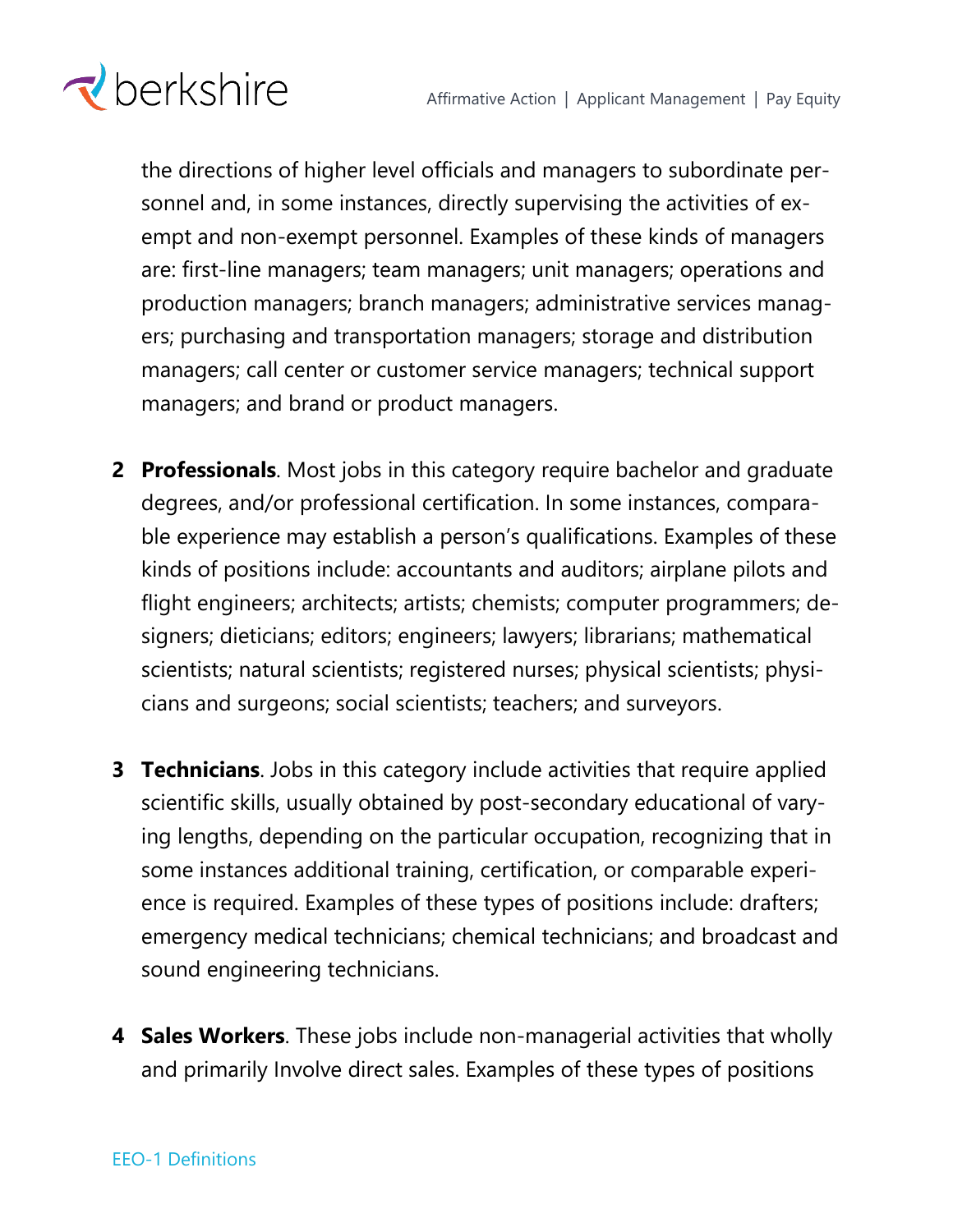the directions of higher level officials and managers to subordinate personnel and, in some instances, directly supervising the activities of exempt and non-exempt personnel. Examples of these kinds of managers are: first-line managers; team managers; unit managers; operations and production managers; branch managers; administrative services managers; purchasing and transportation managers; storage and distribution managers; call center or customer service managers; technical support managers; and brand or product managers.

2 **Professionals**. Most jobs in this category require bachelor and graduate degrees, and/or professional certification. In some instances, comparable experience may establish a person's qualifications. Examples of these kinds of positions include: accountants and auditors; airplane pilots and flight engineers; architects; artists; chemists; computer programmers; designers; dieticians; editors; engineers; lawyers; librarians; mathematical scientists; natural scientists; registered nurses; physical scientists; physicians and surgeons; social scientists; teachers; and surveyors.

3 **Technicians**. Jobs in this category include activities that require applied scientific skills, usually obtained by post-secondary educational of varying lengths, depending on the particular occupation, recognizing that in some instances additional training, certification, or comparable experience is required. Examples of these types of positions include: drafters; emergency medical technicians; chemical technicians; and broadcast and sound engineering technicians.

4 **Sales Workers**. These jobs include non-managerial activities that wholly and primarily Involve direct sales. Examples of these types of positions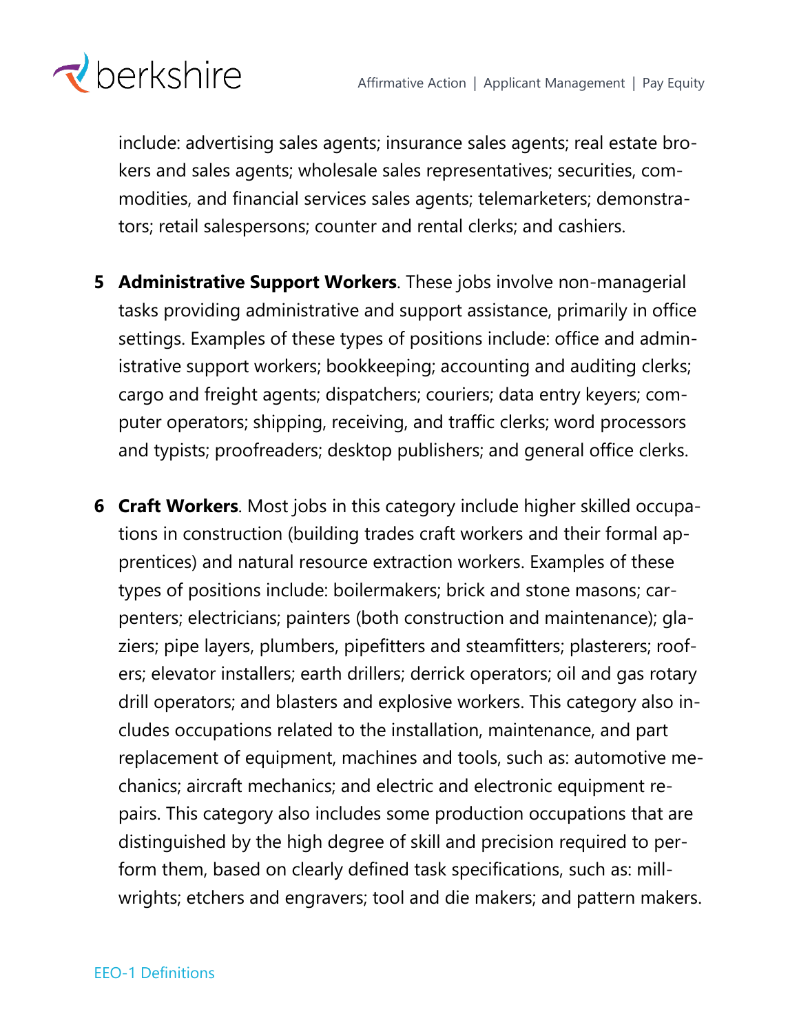include: advertising sales agents; insurance sales agents; real estate brokers and sales agents; wholesale sales representatives; securities, commodities, and financial services sales agents; telemarketers; demonstrators; retail salespersons; counter and rental clerks; and cashiers.

5. **Administrative Support Workers**. These jobs involve non-managerial tasks providing administrative and support assistance, primarily in office settings. Examples of these types of positions include: office and administrative support workers; bookkeeping; accounting and auditing clerks; cargo and freight agents; dispatchers; couriers; data entry keyers; computer operators; shipping, receiving, and traffic clerks; word processors and typists; proofreaders; desktop publishers; and general office clerks.

6. **Craft Workers**. Most jobs in this category include higher skilled occupations in construction (building trades craft workers and their formal apprentices) and natural resource extraction workers. Examples of these types of positions include: boilermakers; brick and stone masons; carpenters; electricians; painters (both construction and maintenance); glaziers; pipe layers, plumbers, pipefitters and steamfitters; plasterers; roofers; elevator installers; earth drillers; derrick operators; oil and gas rotary drill operators; and blasters and explosive workers. This category also includes occupations related to the installation, maintenance, and part replacement of equipment, machines and tools, such as: automotive mechanics; aircraft mechanics; and electric and electronic equipment repairs. This category also includes some production occupations that are distinguished by the high degree of skill and precision required to perform them, based on clearly defined task specifications, such as: millwrights; etchers and engravers; tool and die makers; and pattern makers.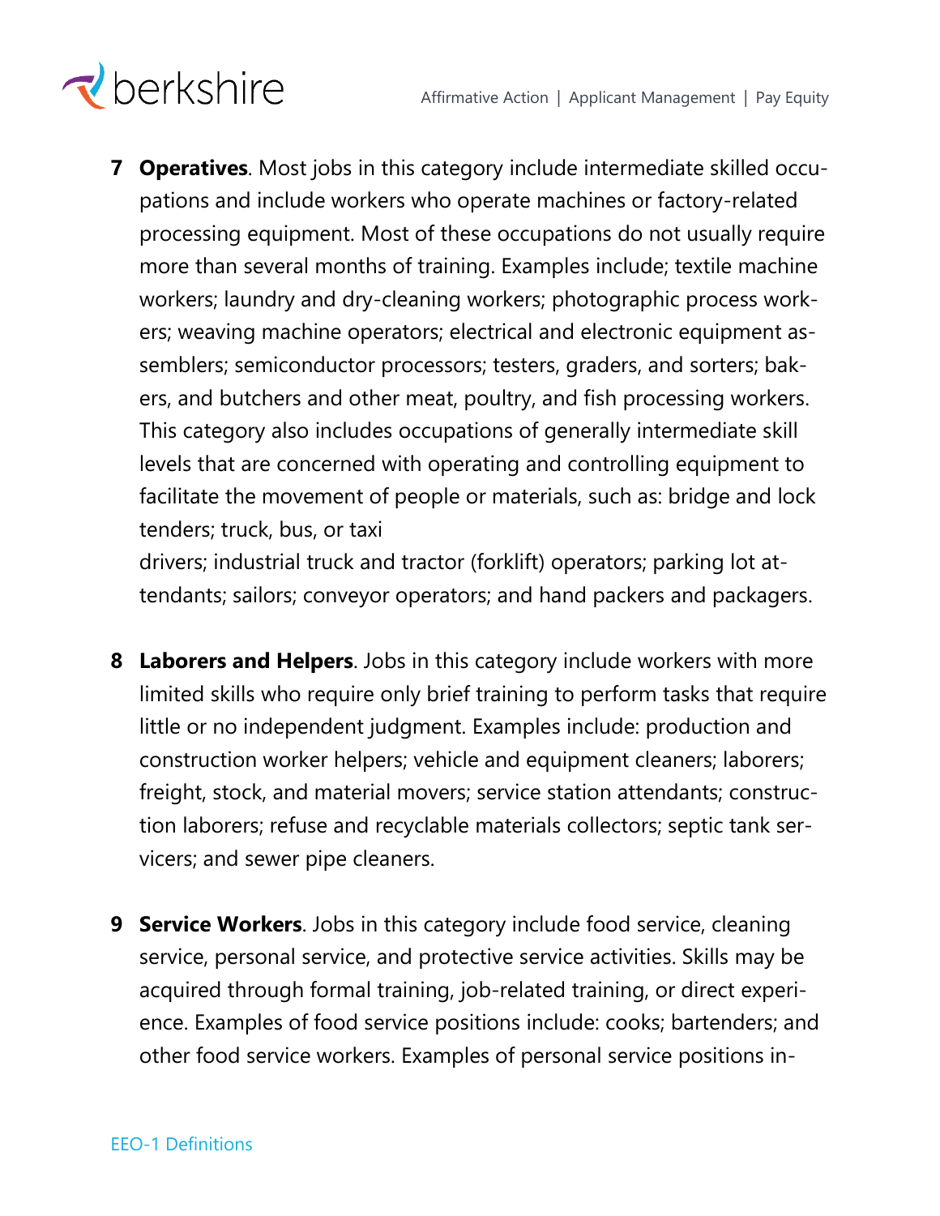7 **Operatives**. Most jobs in this category include intermediate skilled occupations and include workers who operate machines or factory-related processing equipment. Most of these occupations do not usually require more than several months of training. Examples include; textile machine workers; laundry and dry-cleaning workers; photographic process workers; weaving machine operators; electrical and electronic equipment assemblers; semiconductor processors; testers, graders, and sorters; bakers, and butchers and other meat, poultry, and fish processing workers. This category also includes occupations of generally intermediate skill levels that are concerned with operating and controlling equipment to facilitate the movement of people or materials, such as: bridge and lock tenders; truck, bus, or taxi drivers; industrial truck and tractor (forklift) operators; parking lot attendants; sailors; conveyor operators; and hand packers and packagers.

8 **Laborers and Helpers**. Jobs in this category include workers with more limited skills who require only brief training to perform tasks that require little or no independent judgment. Examples include: production and construction worker helpers; vehicle and equipment cleaners; laborers; freight, stock, and material movers; service station attendants; construction laborers; refuse and recyclable materials collectors; septic tank servicers; and sewer pipe cleaners.

9 **Service Workers**. Jobs in this category include food service, cleaning service, personal service, and protective service activities. Skills may be acquired through formal training, job-related training, or direct experience. Examples of food service positions include: cooks; bartenders; and other food service workers. Examples of personal service positions in-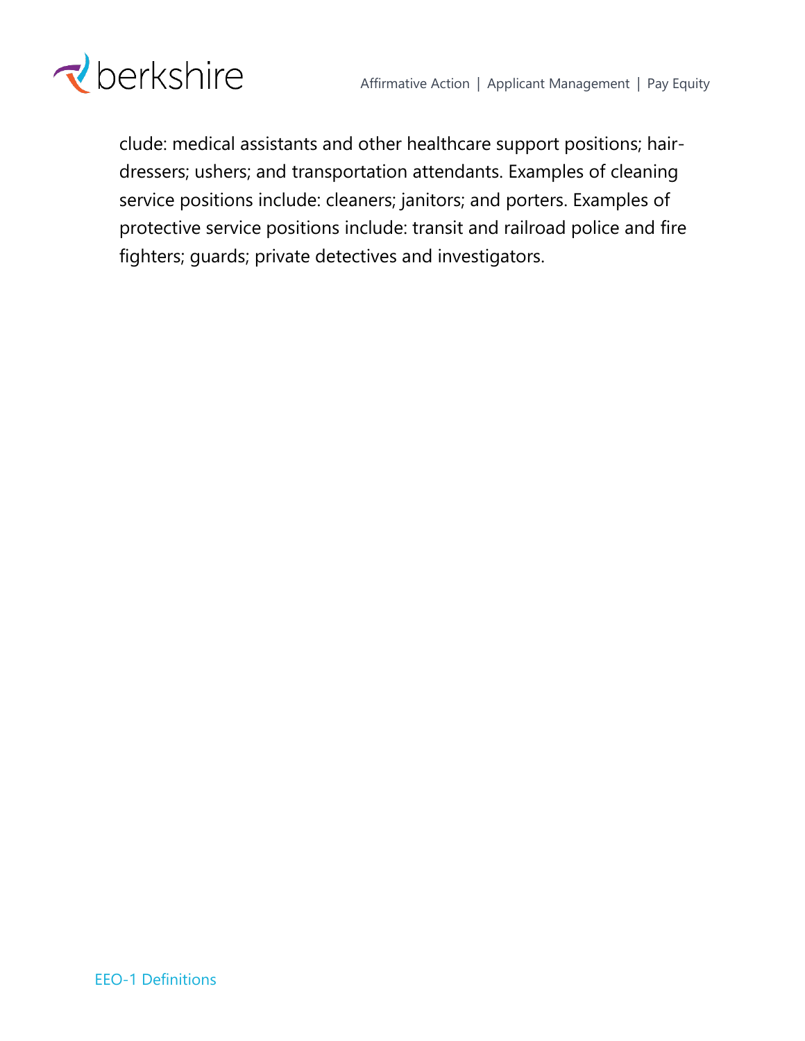clude: medical assistants and other healthcare support positions; hairdressers; ushers; and transportation attendants. Examples of cleaning service positions include: cleaners; janitors; and porters. Examples of protective service positions include: transit and railroad police and fire fighters; guards; private detectives and investigators.